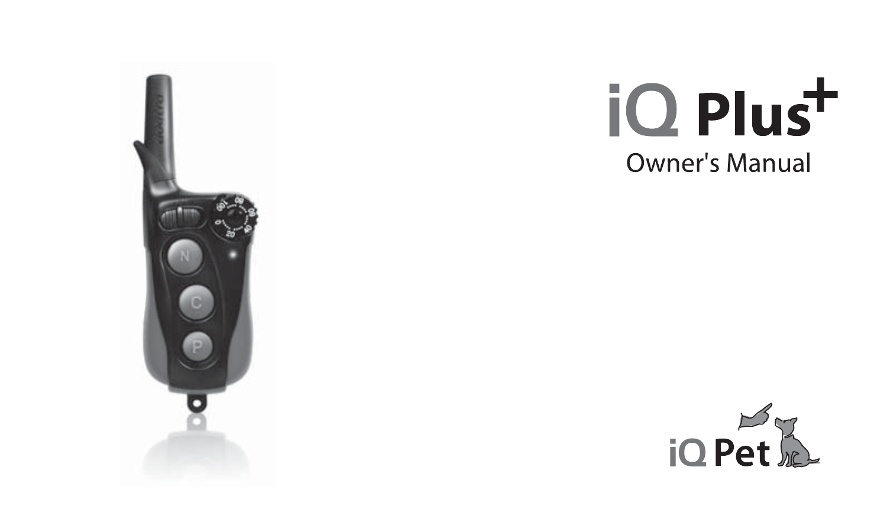# iQ Plus+

## Owner's Manual

iQ Pet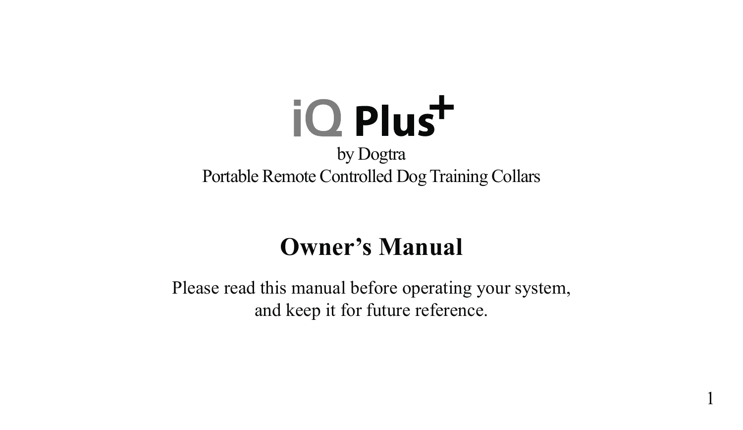# iQ Plus+

by Dogtra

Portable Remote Controlled Dog Training Collars

## Owner's Manual

Please read this manual before operating your system, and keep it for future reference.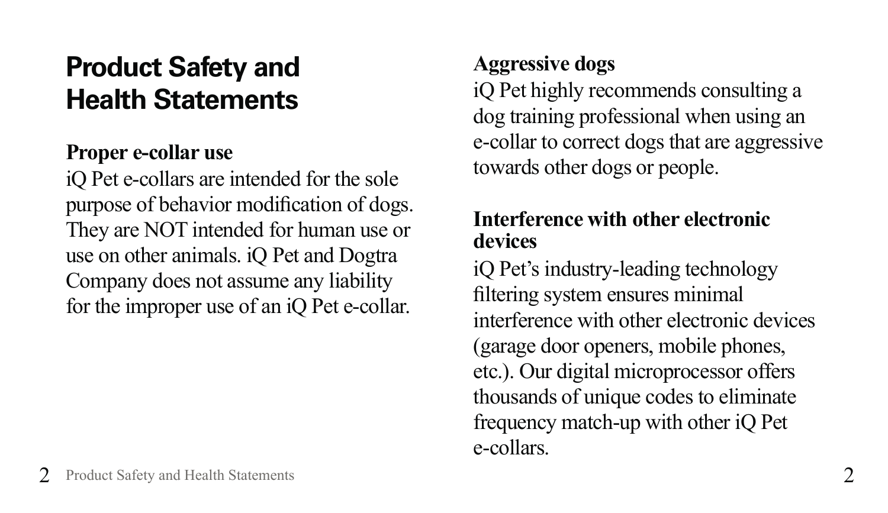# Product Safety and Health Statements

**Proper e-collar use**

iQ Pet e-collars are intended for the sole purpose of behavior modification of dogs. They are NOT intended for human use or use on other animals. iQ Pet and Dogtra Company does not assume any liability for the improper use of an iQ Pet e-collar.

**Aggressive dogs**

iQ Pet highly recommends consulting a dog training professional when using an e-collar to correct dogs that are aggressive towards other dogs or people.

**Interference with other electronic devices**

iQ Pet's industry-leading technology filtering system ensures minimal interference with other electronic devices (garage door openers, mobile phones, etc.). Our digital microprocessor offers thousands of unique codes to eliminate frequency match-up with other iQ Pet e-collars.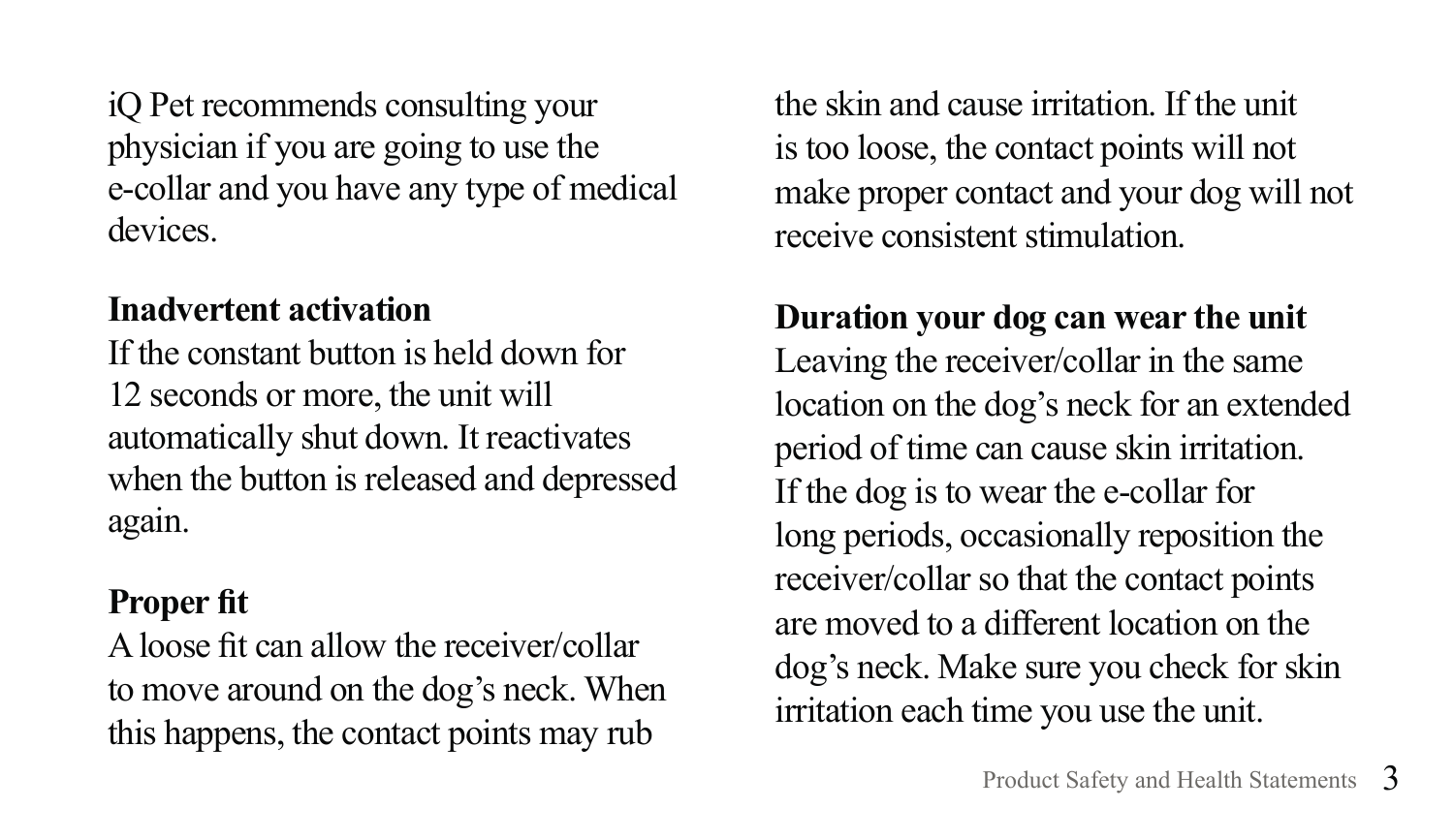iQ Pet recommends consulting your physician if you are going to use the e-collar and you have any type of medical devices.

**Inadvertent activation**

If the constant button is held down for 12 seconds or more, the unit will automatically shut down. It reactivates when the button is released and depressed again.

**Proper fit**

A loose fit can allow the receiver/collar to move around on the dog's neck. When this happens, the contact points may rub the skin and cause irritation. If the unit is too loose, the contact points will not make proper contact and your dog will not receive consistent stimulation.

**Duration your dog can wear the unit**

Leaving the receiver/collar in the same location on the dog's neck for an extended period of time can cause skin irritation. If the dog is to wear the e-collar for long periods, occasionally reposition the receiver/collar so that the contact points are moved to a different location on the dog's neck. Make sure you check for skin irritation each time you use the unit.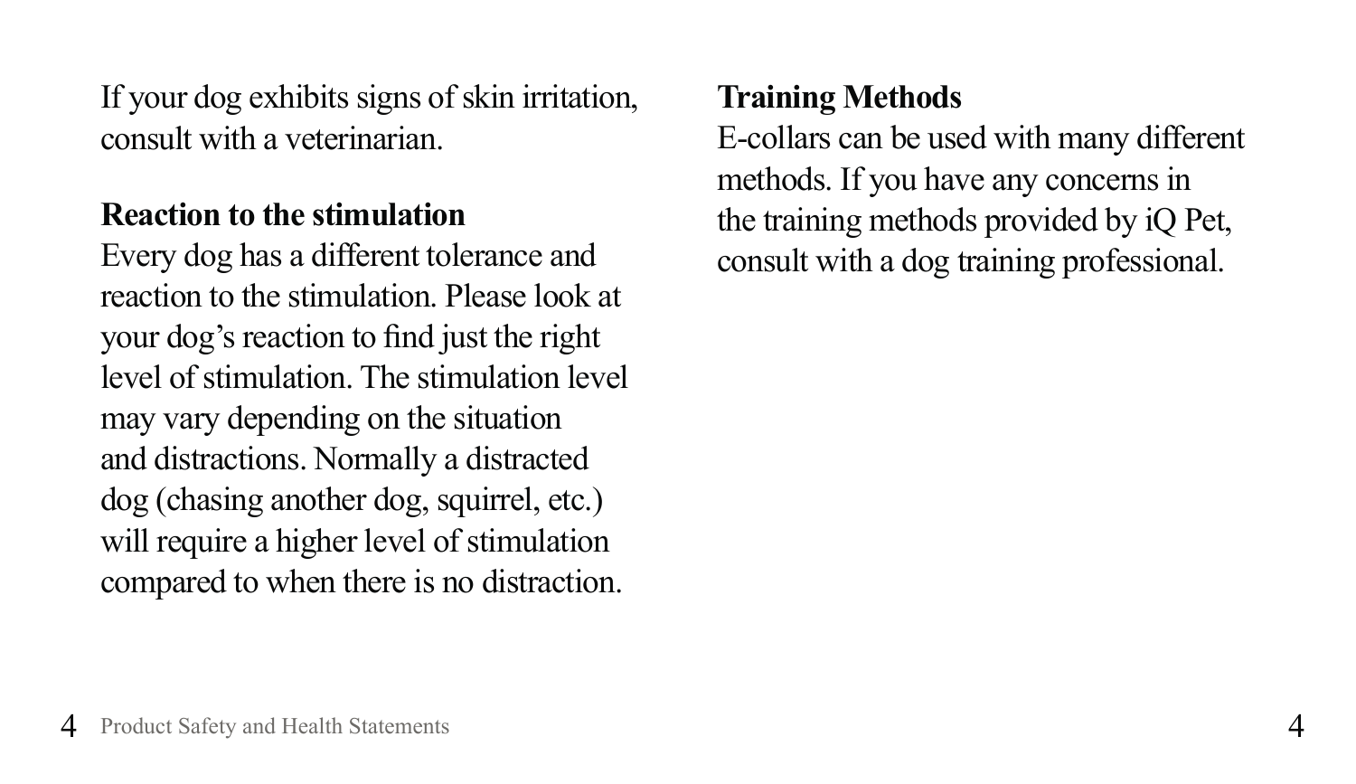If your dog exhibits signs of skin irritation, consult with a veterinarian.

**Reaction to the stimulation**
Every dog has a different tolerance and reaction to the stimulation. Please look at your dog's reaction to find just the right level of stimulation. The stimulation level may vary depending on the situation and distractions. Normally a distracted dog (chasing another dog, squirrel, etc.) will require a higher level of stimulation compared to when there is no distraction.

**Training Methods**
E-collars can be used with many different methods. If you have any concerns in the training methods provided by iQ Pet, consult with a dog training professional.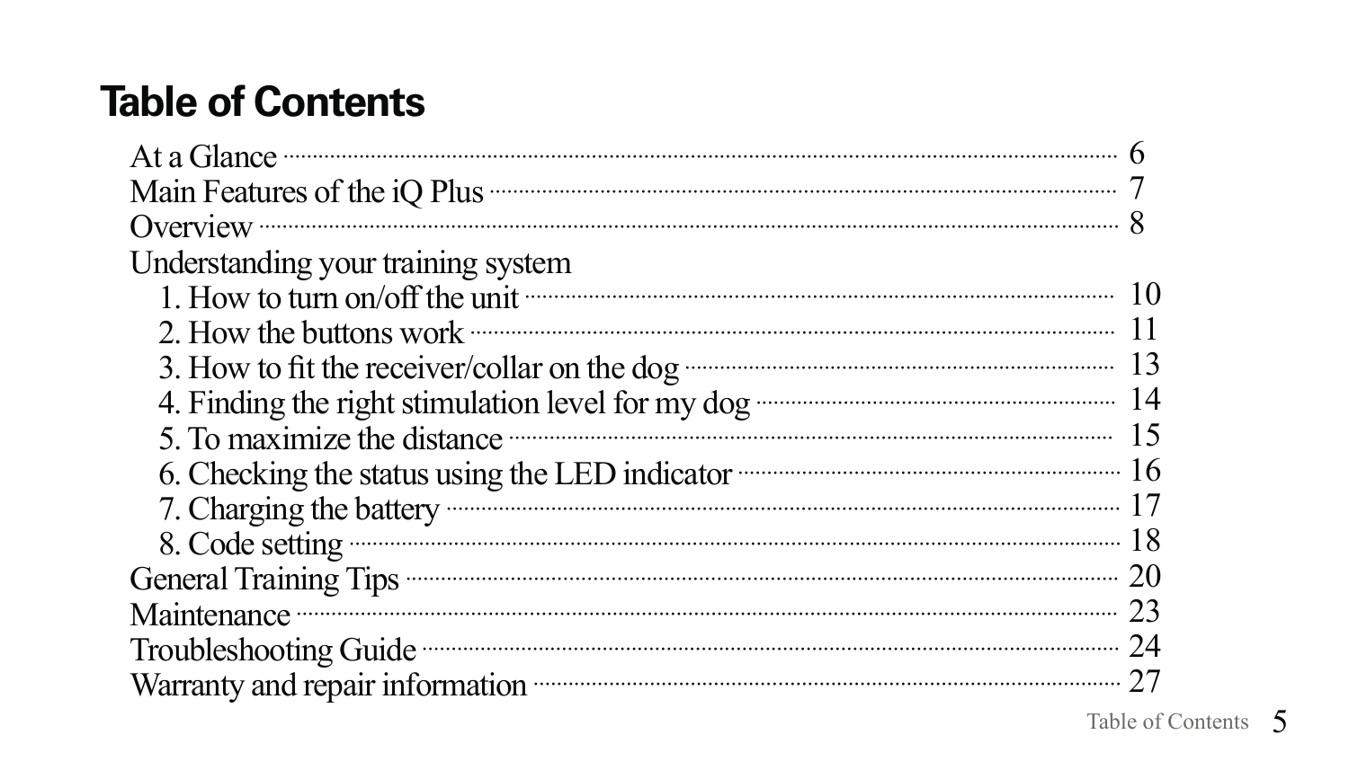# Table of Contents

| | |
|---|---|
| At a Glance | 6 |
| Main Features of the iQ Plus | 7 |
| Overview | 8 |
| Understanding your training system | |
| 1. How to turn on/off the unit | 10 |
| 2. How the buttons work | 11 |
| 3. How to fit the receiver/collar on the dog | 13 |
| 4. Finding the right stimulation level for my dog | 14 |
| 5. To maximize the distance | 15 |
| 6. Checking the status using the LED indicator | 16 |
| 7. Charging the battery | 17 |
| 8. Code setting | 18 |
| General Training Tips | 20 |
| Maintenance | 23 |
| Troubleshooting Guide | 24 |
| Warranty and repair information | 27 |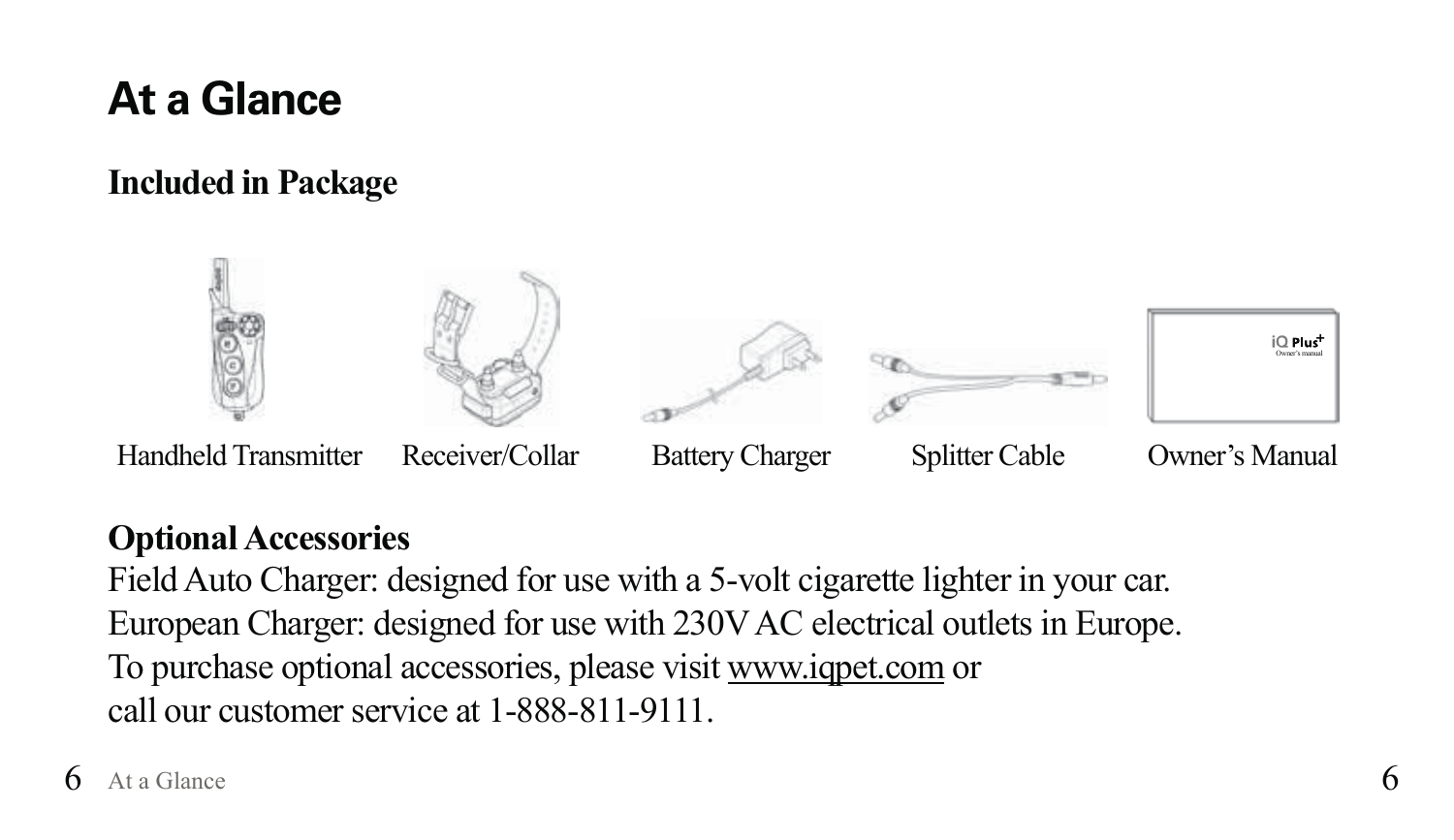# At a Glance

## Included in Package

Handheld Transmitter    Receiver/Collar    Battery Charger    Splitter Cable    Owner's Manual

## Optional Accessories

Field Auto Charger: designed for use with a 5-volt cigarette lighter in your car.
European Charger: designed for use with 230V AC electrical outlets in Europe.
To purchase optional accessories, please visit www.iqpet.com or
call our customer service at 1-888-811-9111.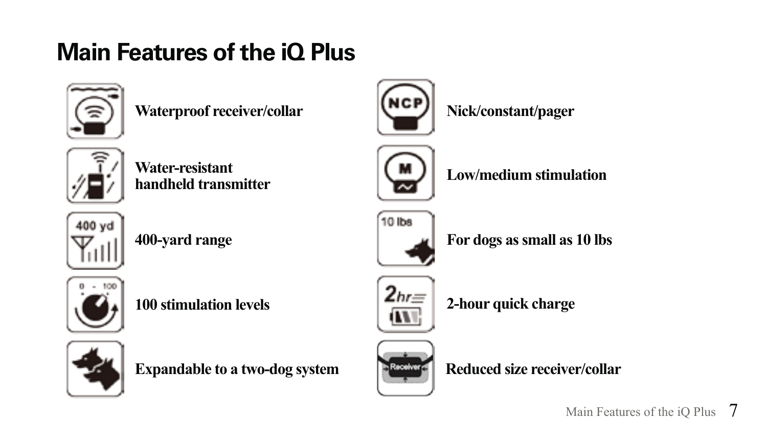## Main Features of the iQ Plus

- Waterproof receiver/collar
- Water-resistant handheld transmitter
- 400-yard range
- 100 stimulation levels
- Expandable to a two-dog system
- Nick/constant/pager
- Low/medium stimulation
- For dogs as small as 10 lbs
- 2-hour quick charge
- Reduced size receiver/collar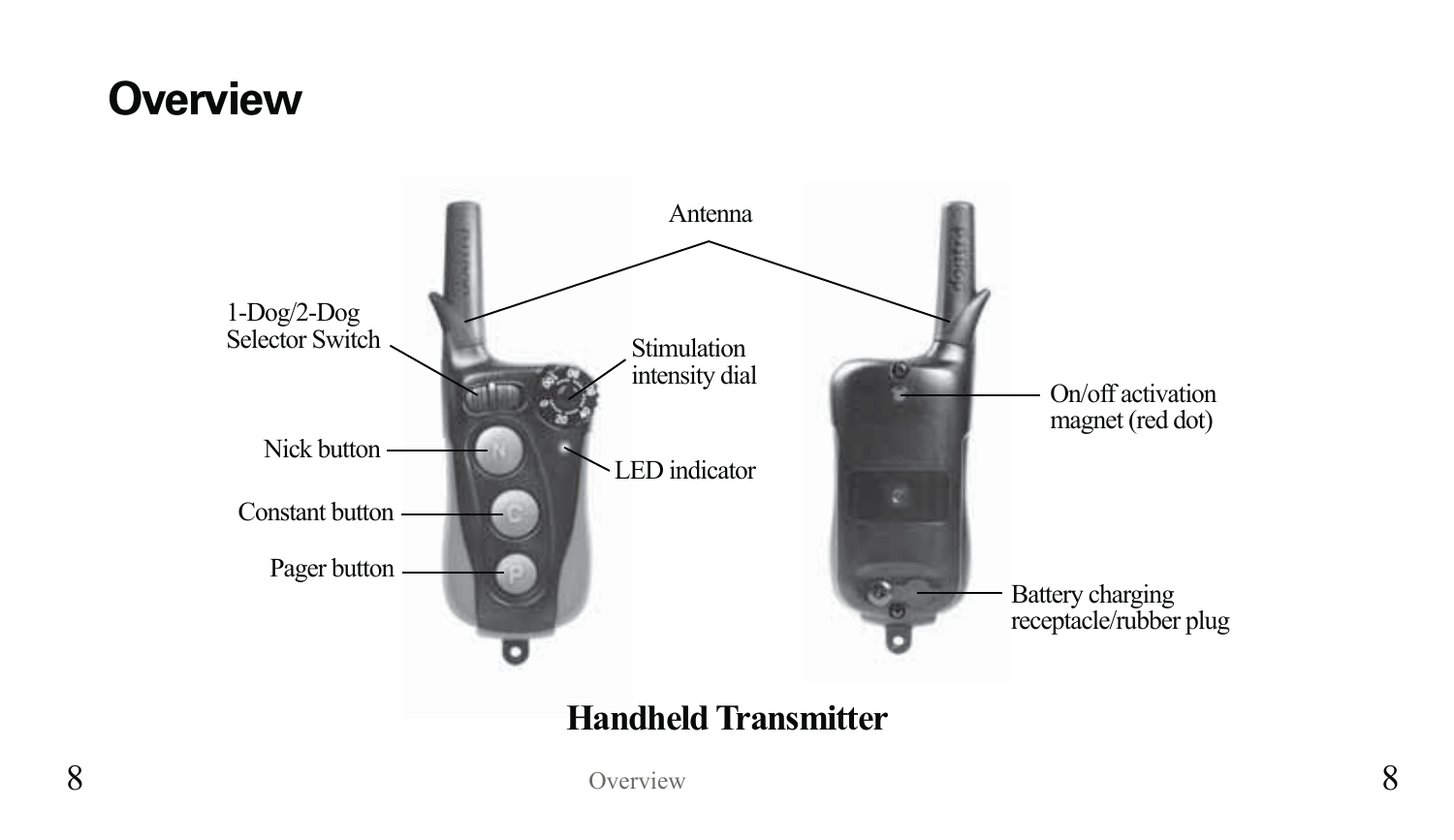# Overview

Antenna

1-Dog/2-Dog Selector Switch

Stimulation intensity dial

Nick button

LED indicator

Constant button

Pager button

On/off activation magnet (red dot)

Battery charging receptacle/rubber plug

**Handheld Transmitter**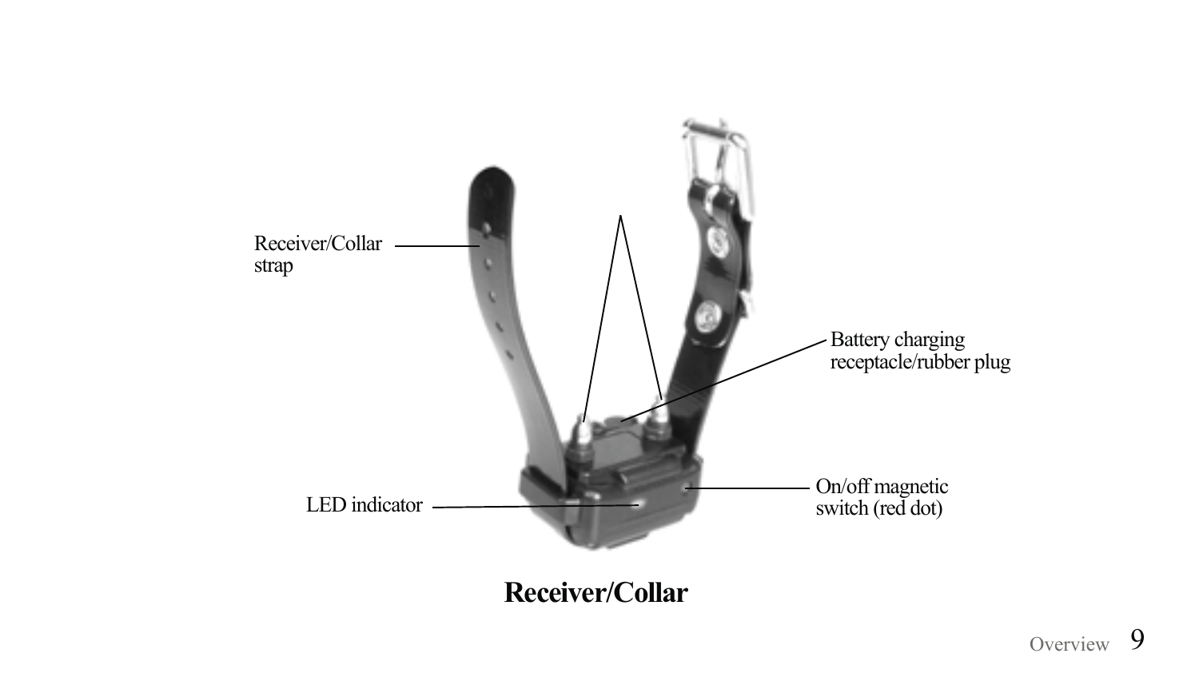Receiver/Collar strap

Battery charging receptacle/rubber plug

LED indicator

On/off magnetic switch (red dot)

**Receiver/Collar**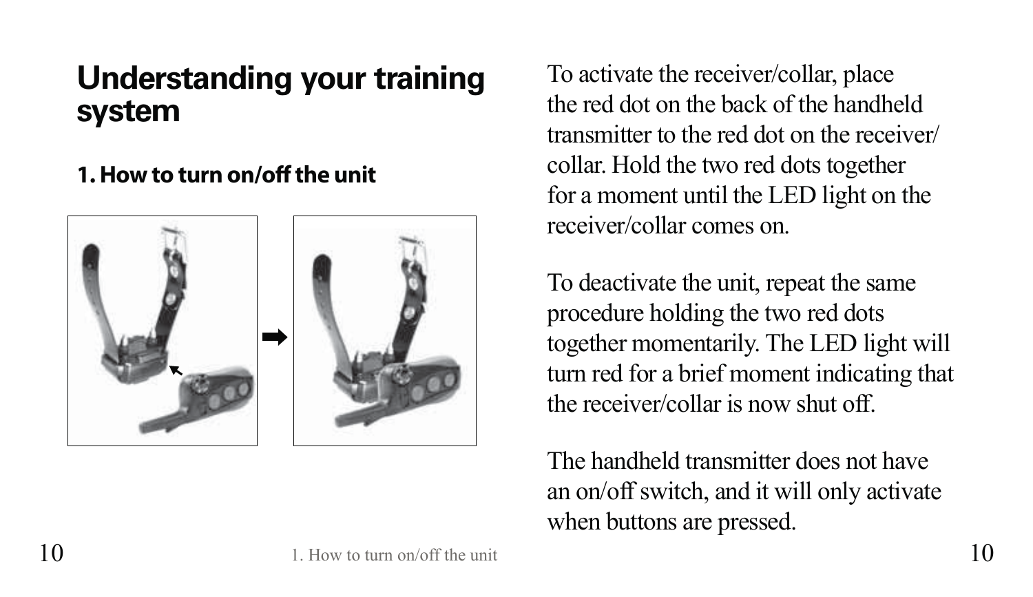## Understanding your training system

### 1. How to turn on/off the unit

To activate the receiver/collar, place the red dot on the back of the handheld transmitter to the red dot on the receiver/collar. Hold the two red dots together for a moment until the LED light on the receiver/collar comes on.

To deactivate the unit, repeat the same procedure holding the two red dots together momentarily. The LED light will turn red for a brief moment indicating that the receiver/collar is now shut off.

The handheld transmitter does not have an on/off switch, and it will only activate when buttons are pressed.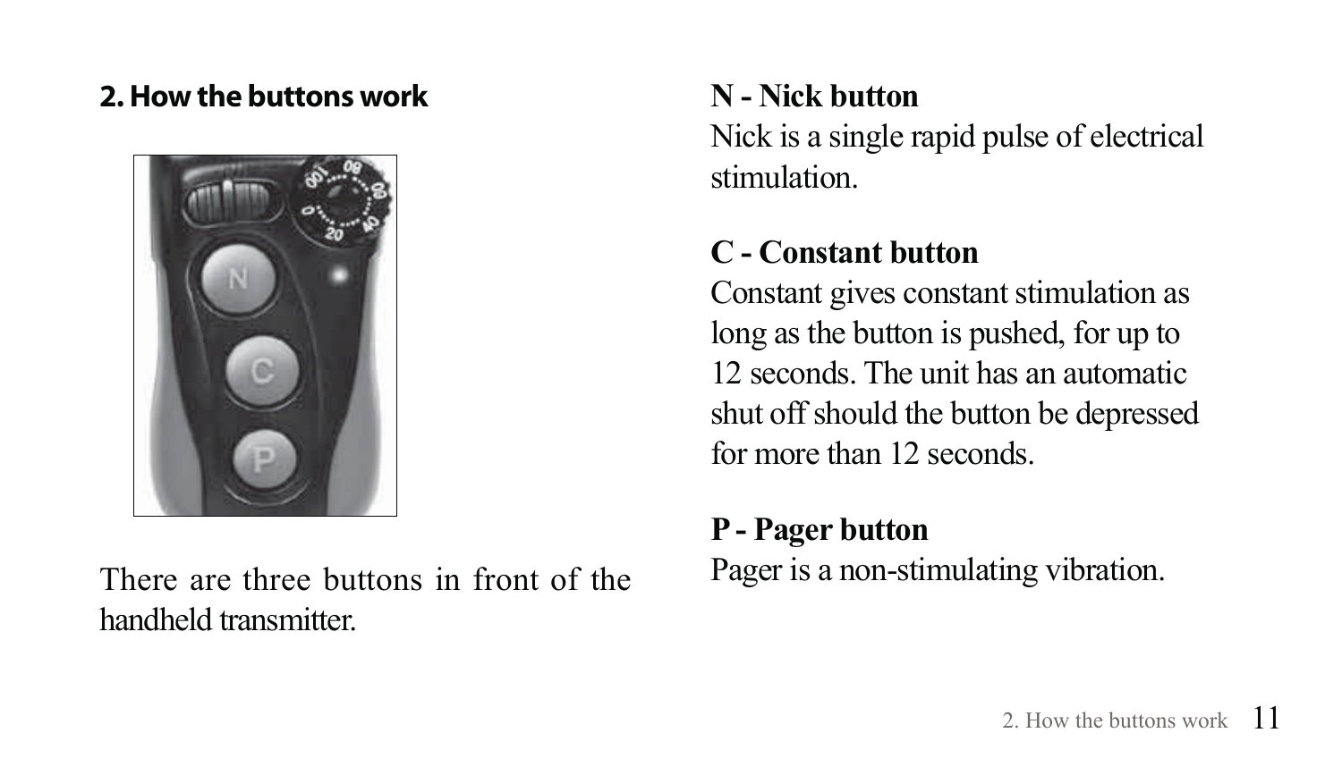## 2. How the buttons work

There are three buttons in front of the handheld transmitter.

**N - Nick button**
Nick is a single rapid pulse of electrical stimulation.

**C - Constant button**
Constant gives constant stimulation as long as the button is pushed, for up to 12 seconds. The unit has an automatic shut off should the button be depressed for more than 12 seconds.

**P - Pager button**
Pager is a non-stimulating vibration.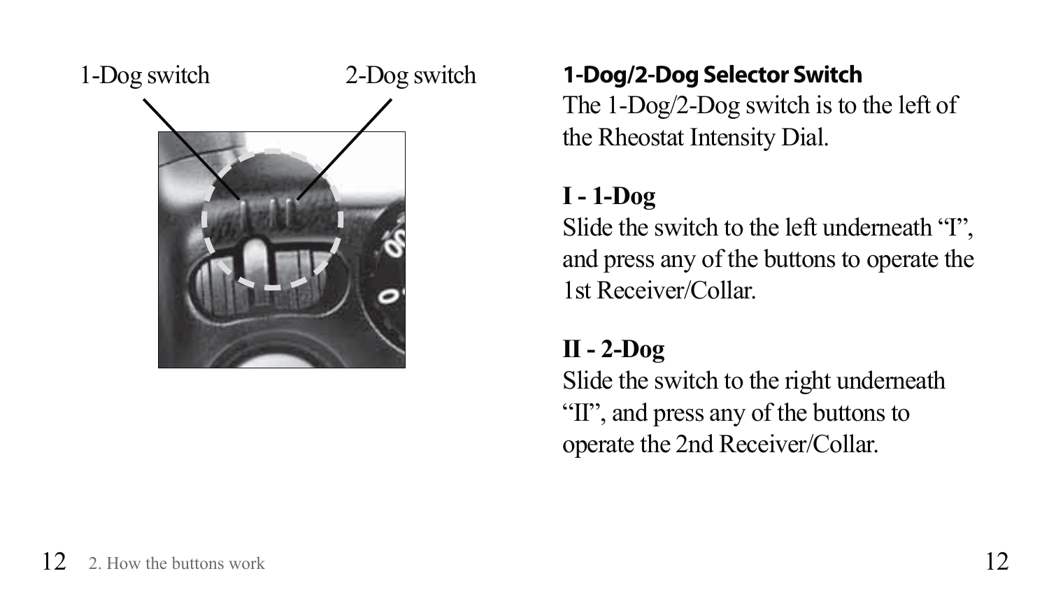1-Dog switch 2-Dog switch

**1-Dog/2-Dog Selector Switch**

The 1-Dog/2-Dog switch is to the left of the Rheostat Intensity Dial.

**I - 1-Dog**

Slide the switch to the left underneath "I", and press any of the buttons to operate the 1st Receiver/Collar.

**II - 2-Dog**

Slide the switch to the right underneath "II", and press any of the buttons to operate the 2nd Receiver/Collar.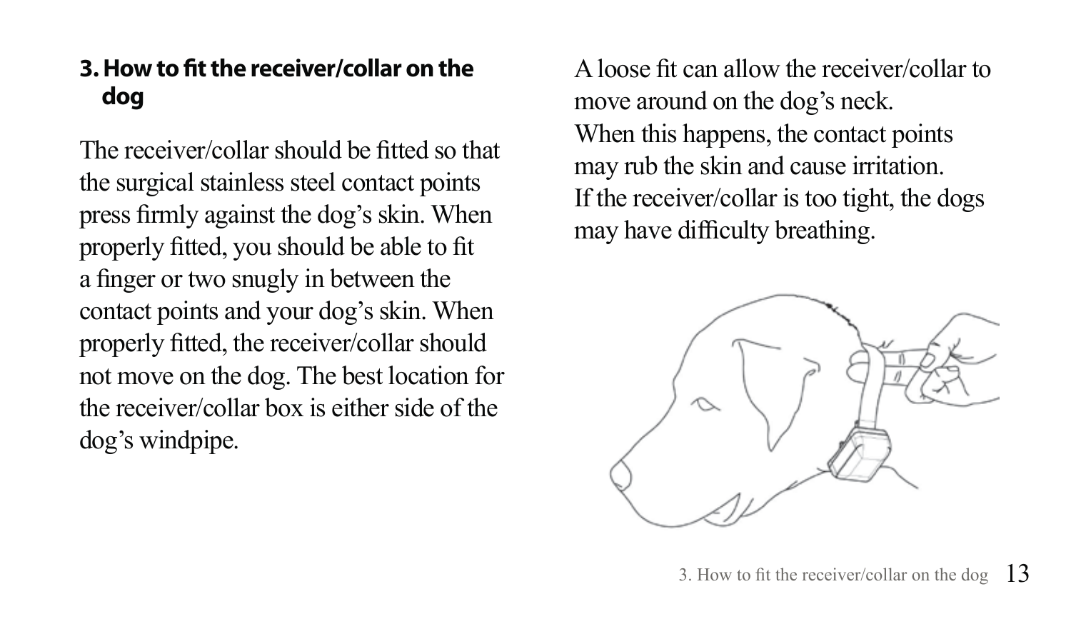### 3. How to fit the receiver/collar on the dog

The receiver/collar should be fitted so that the surgical stainless steel contact points press firmly against the dog's skin. When properly fitted, you should be able to fit a finger or two snugly in between the contact points and your dog's skin. When properly fitted, the receiver/collar should not move on the dog. The best location for the receiver/collar box is either side of the dog's windpipe.

A loose fit can allow the receiver/collar to move around on the dog's neck.
When this happens, the contact points may rub the skin and cause irritation.
If the receiver/collar is too tight, the dogs may have difficulty breathing.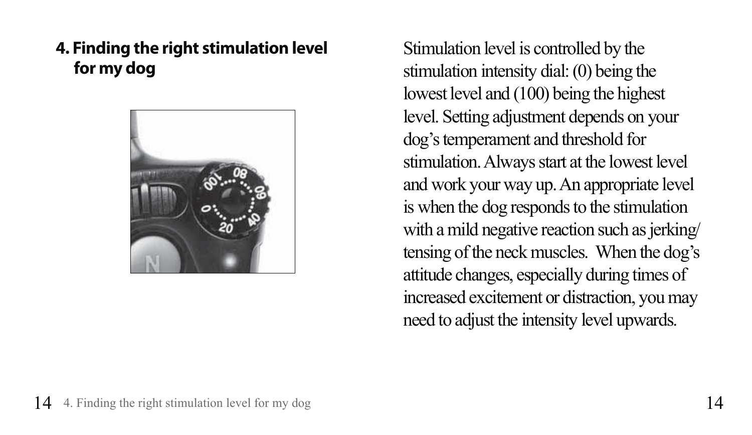## 4. Finding the right stimulation level for my dog

Stimulation level is controlled by the stimulation intensity dial: (0) being the lowest level and (100) being the highest level. Setting adjustment depends on your dog's temperament and threshold for stimulation. Always start at the lowest level and work your way up. An appropriate level is when the dog responds to the stimulation with a mild negative reaction such as jerking/tensing of the neck muscles. When the dog's attitude changes, especially during times of increased excitement or distraction, you may need to adjust the intensity level upwards.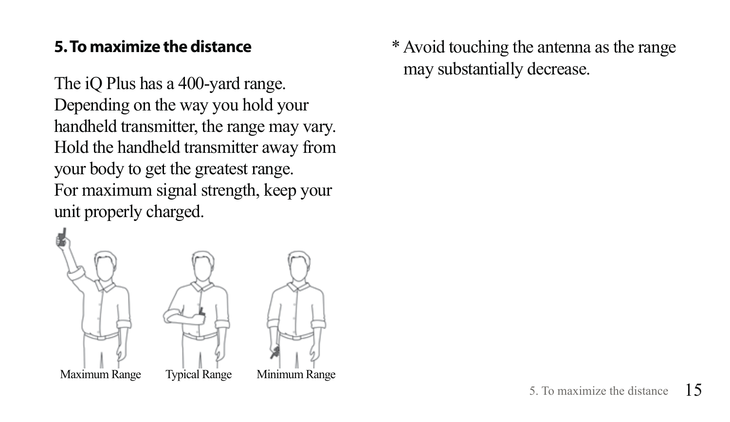## 5. To maximize the distance

The iQ Plus has a 400-yard range. Depending on the way you hold your handheld transmitter, the range may vary. Hold the handheld transmitter away from your body to get the greatest range. For maximum signal strength, keep your unit properly charged.

Maximum Range    Typical Range    Minimum Range

* Avoid touching the antenna as the range may substantially decrease.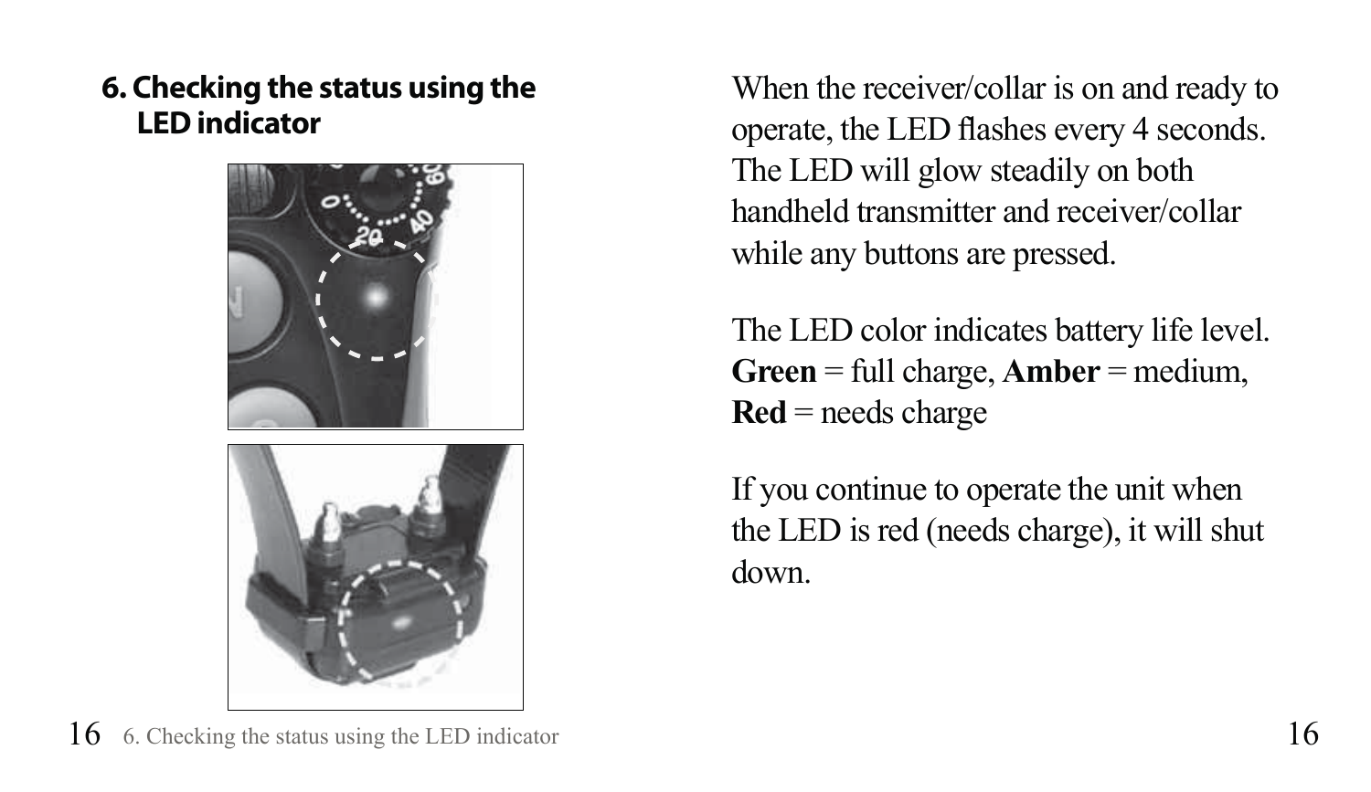## 6. Checking the status using the LED indicator

When the receiver/collar is on and ready to operate, the LED flashes every 4 seconds. The LED will glow steadily on both handheld transmitter and receiver/collar while any buttons are pressed.

The LED color indicates battery life level. **Green** = full charge, **Amber** = medium, **Red** = needs charge

If you continue to operate the unit when the LED is red (needs charge), it will shut down.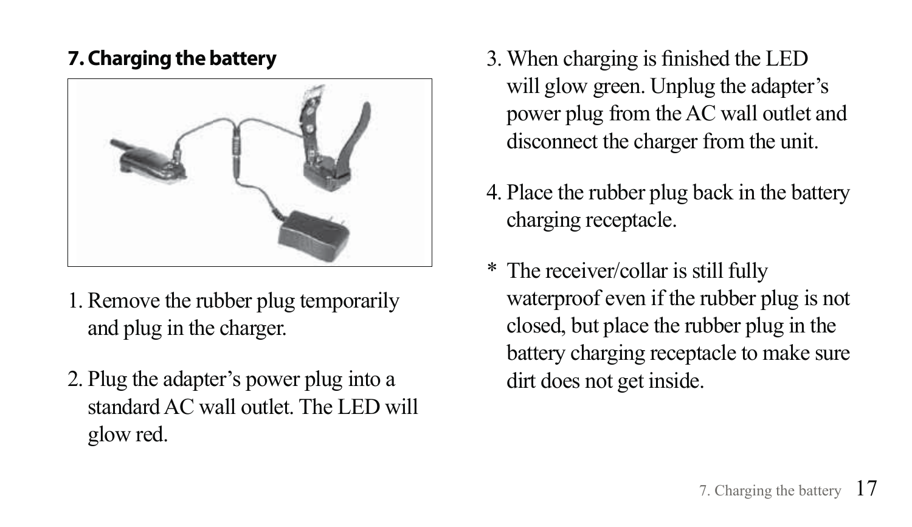## 7. Charging the battery

1. Remove the rubber plug temporarily and plug in the charger.

2. Plug the adapter's power plug into a standard AC wall outlet. The LED will glow red.

3. When charging is finished the LED will glow green. Unplug the adapter's power plug from the AC wall outlet and disconnect the charger from the unit.

4. Place the rubber plug back in the battery charging receptacle.

\* The receiver/collar is still fully waterproof even if the rubber plug is not closed, but place the rubber plug in the battery charging receptacle to make sure dirt does not get inside.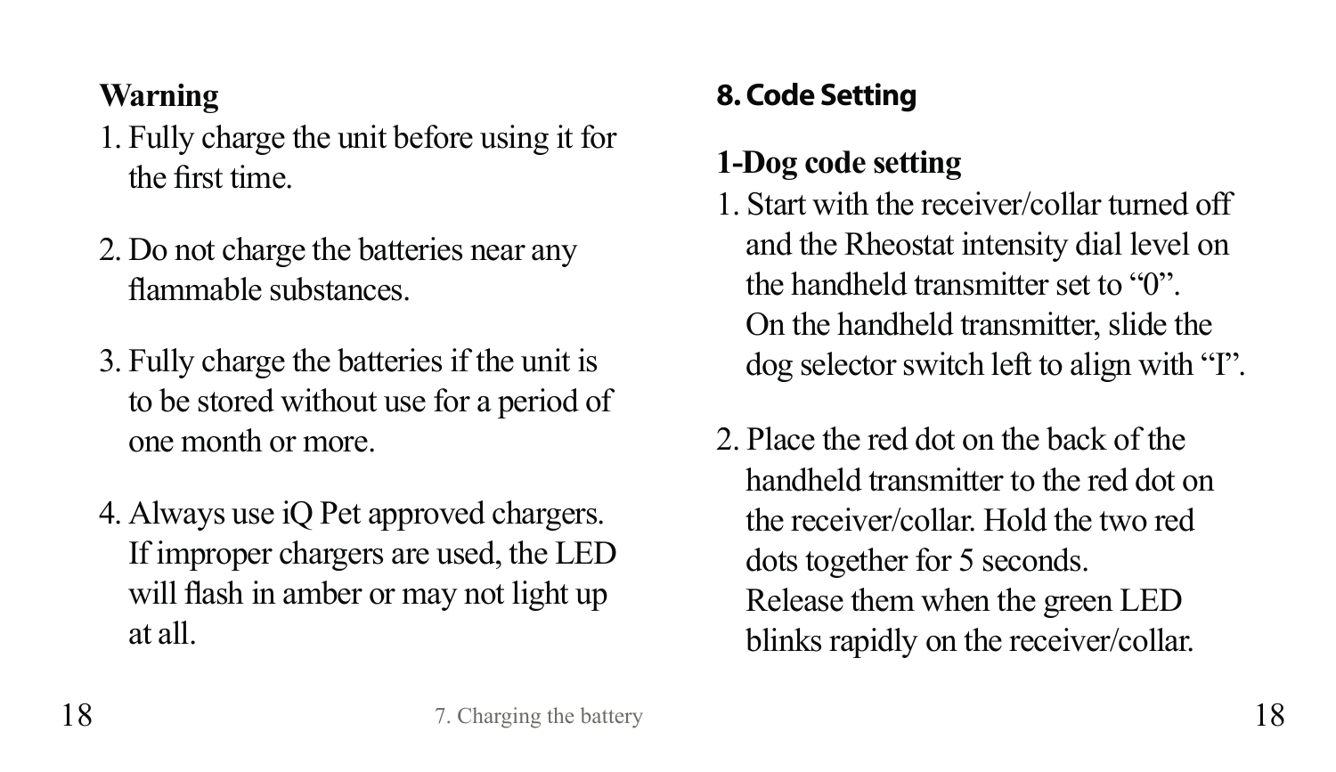**Warning**

1. Fully charge the unit before using it for the first time.

2. Do not charge the batteries near any flammable substances.

3. Fully charge the batteries if the unit is to be stored without use for a period of one month or more.

4. Always use iQ Pet approved chargers. If improper chargers are used, the LED will flash in amber or may not light up at all.

## 8. Code Setting

### 1-Dog code setting

1. Start with the receiver/collar turned off and the Rheostat intensity dial level on the handheld transmitter set to “0”. On the handheld transmitter, slide the dog selector switch left to align with “I”.

2. Place the red dot on the back of the handheld transmitter to the red dot on the receiver/collar. Hold the two red dots together for 5 seconds. Release them when the green LED blinks rapidly on the receiver/collar.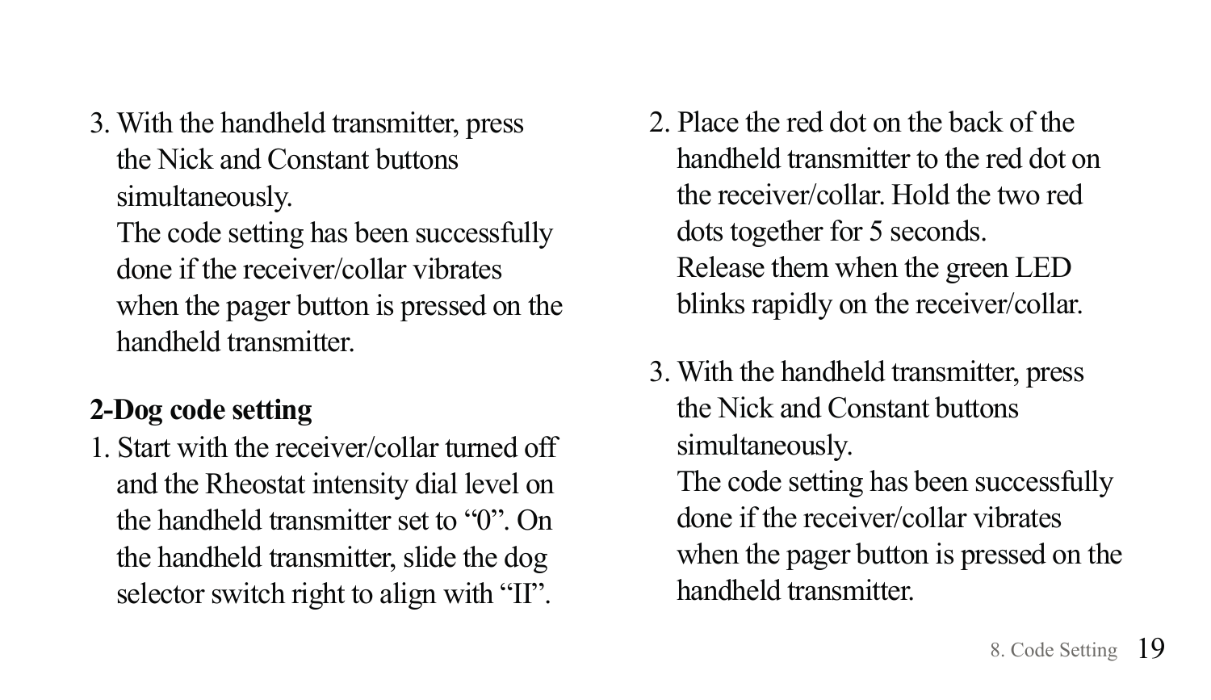3. With the handheld transmitter, press the Nick and Constant buttons simultaneously.
   The code setting has been successfully done if the receiver/collar vibrates when the pager button is pressed on the handheld transmitter.

**2-Dog code setting**

1. Start with the receiver/collar turned off and the Rheostat intensity dial level on the handheld transmitter set to “0”. On the handheld transmitter, slide the dog selector switch right to align with “II”.
2. Place the red dot on the back of the handheld transmitter to the red dot on the receiver/collar. Hold the two red dots together for 5 seconds.
   Release them when the green LED blinks rapidly on the receiver/collar.
3. With the handheld transmitter, press the Nick and Constant buttons simultaneously.
   The code setting has been successfully done if the receiver/collar vibrates when the pager button is pressed on the handheld transmitter.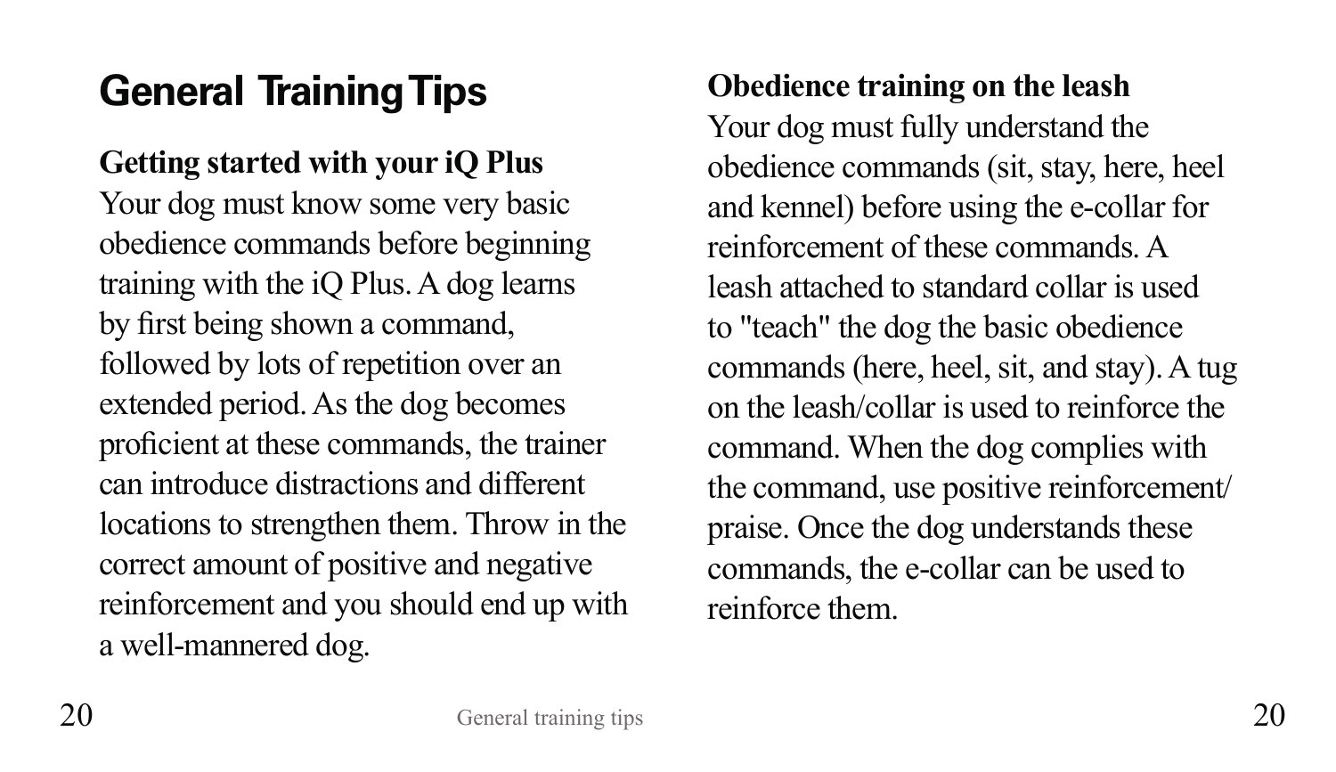# General Training Tips

**Getting started with your iQ Plus**

Your dog must know some very basic obedience commands before beginning training with the iQ Plus. A dog learns by first being shown a command, followed by lots of repetition over an extended period. As the dog becomes proficient at these commands, the trainer can introduce distractions and different locations to strengthen them. Throw in the correct amount of positive and negative reinforcement and you should end up with a well-mannered dog.

**Obedience training on the leash**

Your dog must fully understand the obedience commands (sit, stay, here, heel and kennel) before using the e-collar for reinforcement of these commands. A leash attached to standard collar is used to "teach" the dog the basic obedience commands (here, heel, sit, and stay). A tug on the leash/collar is used to reinforce the command. When the dog complies with the command, use positive reinforcement/ praise. Once the dog understands these commands, the e-collar can be used to reinforce them.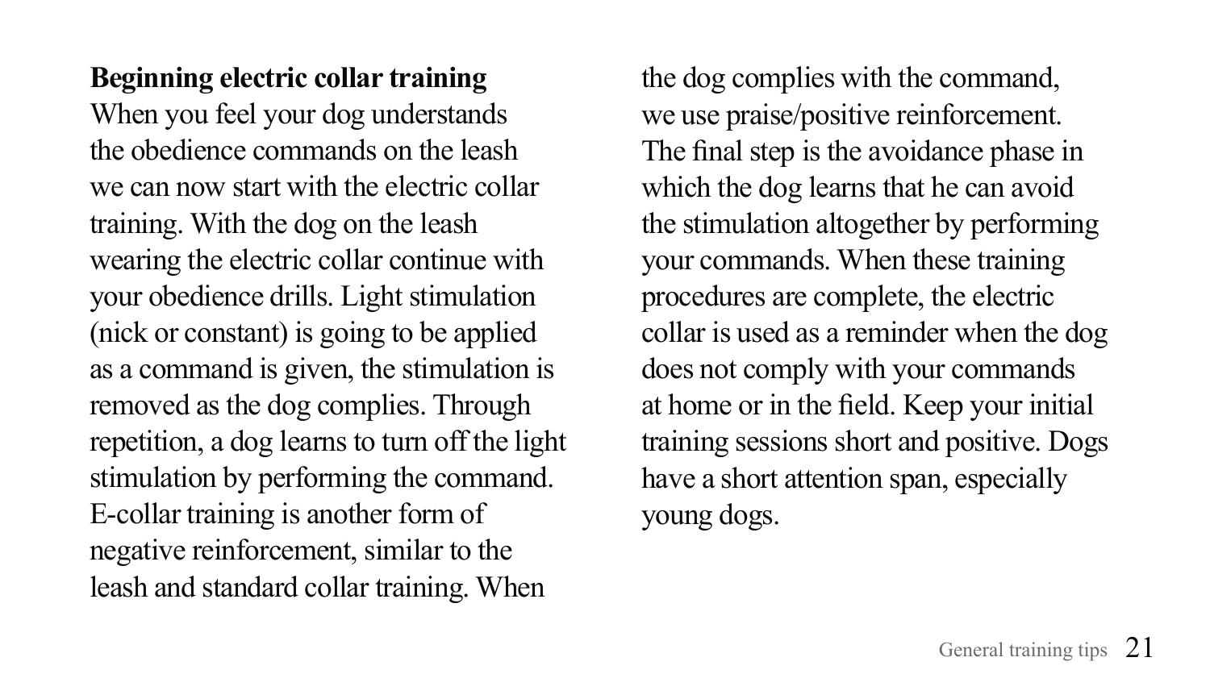**Beginning electric collar training**

When you feel your dog understands the obedience commands on the leash we can now start with the electric collar training. With the dog on the leash wearing the electric collar continue with your obedience drills. Light stimulation (nick or constant) is going to be applied as a command is given, the stimulation is removed as the dog complies. Through repetition, a dog learns to turn off the light stimulation by performing the command. E-collar training is another form of negative reinforcement, similar to the leash and standard collar training. When the dog complies with the command, we use praise/positive reinforcement. The final step is the avoidance phase in which the dog learns that he can avoid the stimulation altogether by performing your commands. When these training procedures are complete, the electric collar is used as a reminder when the dog does not comply with your commands at home or in the field. Keep your initial training sessions short and positive. Dogs have a short attention span, especially young dogs.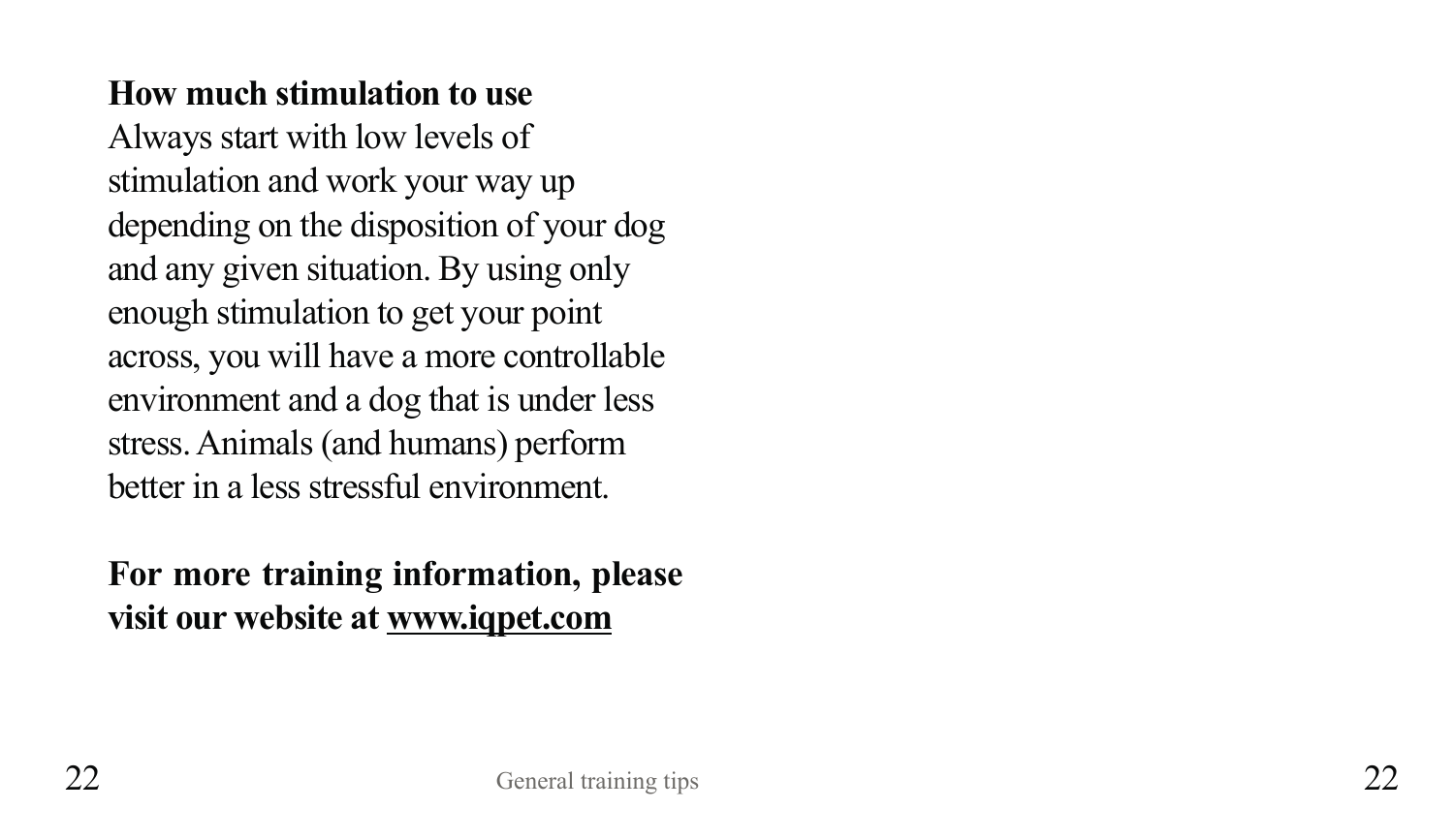**How much stimulation to use**

Always start with low levels of stimulation and work your way up depending on the disposition of your dog and any given situation. By using only enough stimulation to get your point across, you will have a more controllable environment and a dog that is under less stress. Animals (and humans) perform better in a less stressful environment.

**For more training information, please visit our website at www.iqpet.com**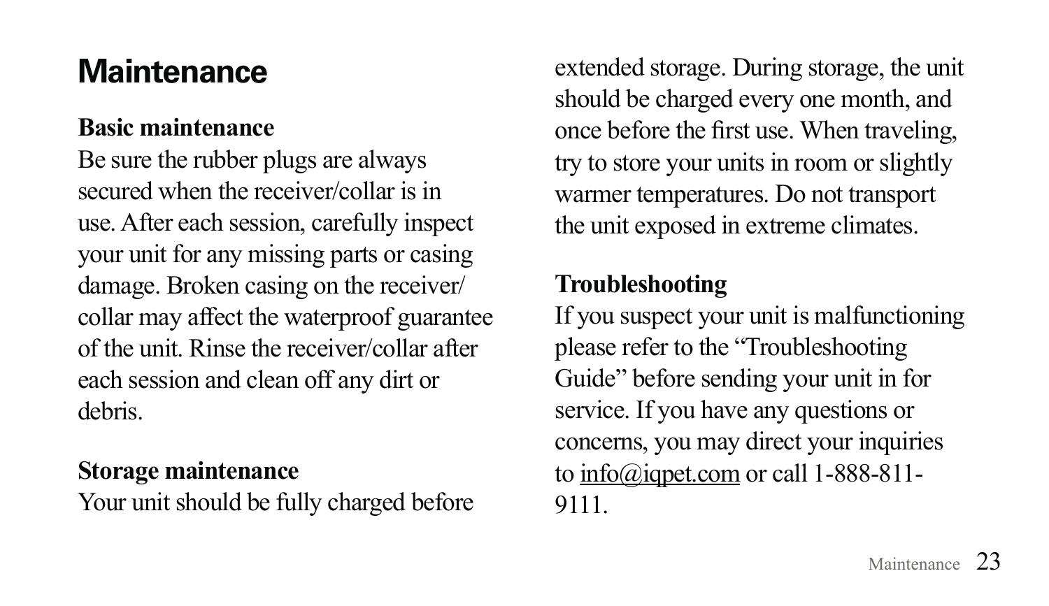# Maintenance

**Basic maintenance**

Be sure the rubber plugs are always secured when the receiver/collar is in use. After each session, carefully inspect your unit for any missing parts or casing damage. Broken casing on the receiver/collar may affect the waterproof guarantee of the unit. Rinse the receiver/collar after each session and clean off any dirt or debris.

**Storage maintenance**

Your unit should be fully charged before extended storage. During storage, the unit should be charged every one month, and once before the first use. When traveling, try to store your units in room or slightly warmer temperatures. Do not transport the unit exposed in extreme climates.

**Troubleshooting**

If you suspect your unit is malfunctioning please refer to the "Troubleshooting Guide" before sending your unit in for service. If you have any questions or concerns, you may direct your inquiries to info@iqpet.com or call 1-888-811-9111.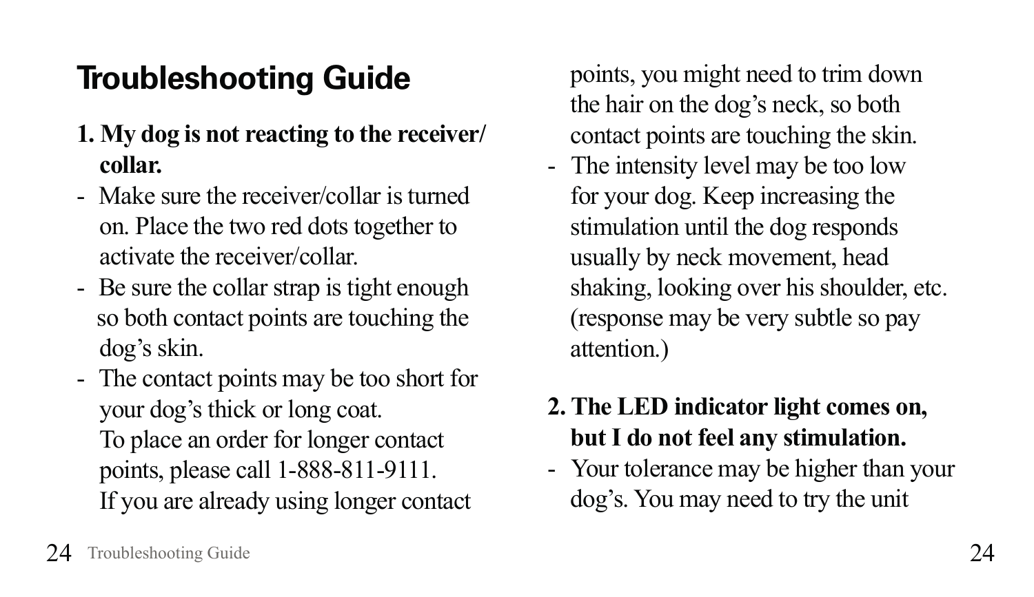# Troubleshooting Guide

**1. My dog is not reacting to the receiver/ collar.**

- Make sure the receiver/collar is turned on. Place the two red dots together to activate the receiver/collar.
- Be sure the collar strap is tight enough so both contact points are touching the dog's skin.
- The contact points may be too short for your dog's thick or long coat. To place an order for longer contact points, please call 1-888-811-9111. If you are already using longer contact points, you might need to trim down the hair on the dog's neck, so both contact points are touching the skin.
- The intensity level may be too low for your dog. Keep increasing the stimulation until the dog responds usually by neck movement, head shaking, looking over his shoulder, etc. (response may be very subtle so pay attention.)

**2. The LED indicator light comes on, but I do not feel any stimulation.**

- Your tolerance may be higher than your dog's. You may need to try the unit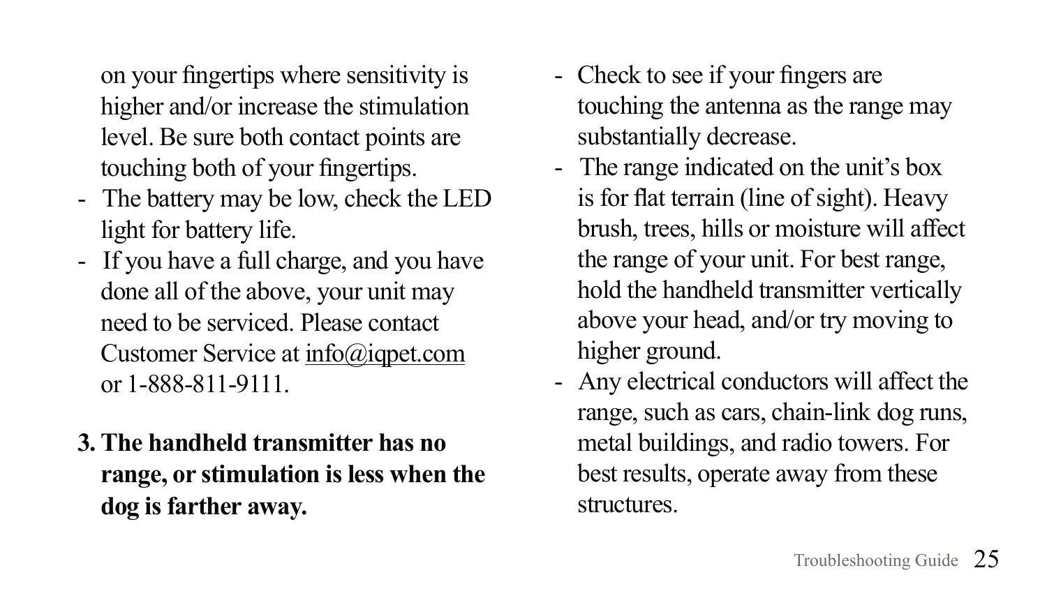on your fingertips where sensitivity is higher and/or increase the stimulation level. Be sure both contact points are touching both of your fingertips.

- The battery may be low, check the LED light for battery life.
- If you have a full charge, and you have done all of the above, your unit may need to be serviced. Please contact Customer Service at info@iqpet.com or 1-888-811-9111.

**3. The handheld transmitter has no range, or stimulation is less when the dog is farther away.**

- Check to see if your fingers are touching the antenna as the range may substantially decrease.
- The range indicated on the unit's box is for flat terrain (line of sight). Heavy brush, trees, hills or moisture will affect the range of your unit. For best range, hold the handheld transmitter vertically above your head, and/or try moving to higher ground.
- Any electrical conductors will affect the range, such as cars, chain-link dog runs, metal buildings, and radio towers. For best results, operate away from these structures.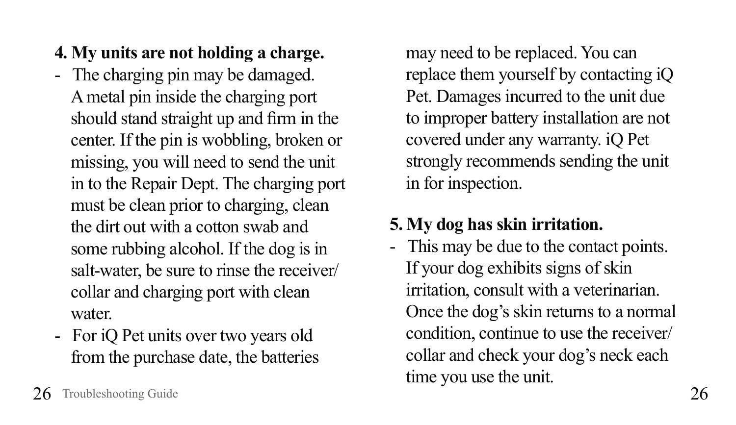**4. My units are not holding a charge.**

- The charging pin may be damaged. A metal pin inside the charging port should stand straight up and firm in the center. If the pin is wobbling, broken or missing, you will need to send the unit in to the Repair Dept. The charging port must be clean prior to charging, clean the dirt out with a cotton swab and some rubbing alcohol. If the dog is in salt-water, be sure to rinse the receiver/ collar and charging port with clean water.
- For iQ Pet units over two years old from the purchase date, the batteries may need to be replaced. You can replace them yourself by contacting iQ Pet. Damages incurred to the unit due to improper battery installation are not covered under any warranty. iQ Pet strongly recommends sending the unit in for inspection.

**5. My dog has skin irritation.**

- This may be due to the contact points. If your dog exhibits signs of skin irritation, consult with a veterinarian. Once the dog's skin returns to a normal condition, continue to use the receiver/ collar and check your dog's neck each time you use the unit.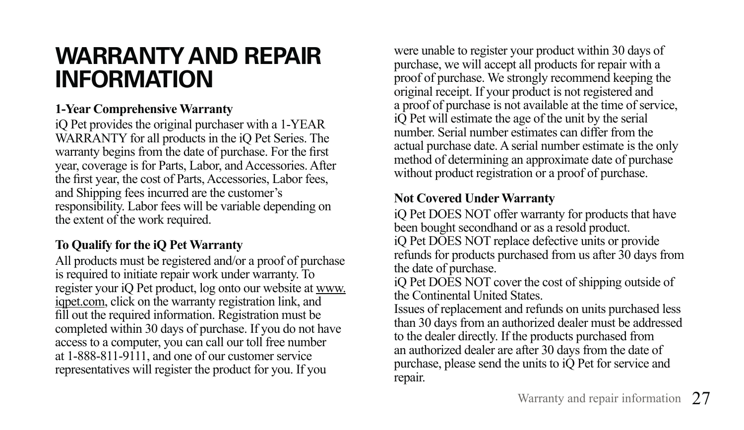# WARRANTY AND REPAIR INFORMATION

**1-Year Comprehensive Warranty**

iQ Pet provides the original purchaser with a 1-YEAR WARRANTY for all products in the iQ Pet Series. The warranty begins from the date of purchase. For the first year, coverage is for Parts, Labor, and Accessories. After the first year, the cost of Parts, Accessories, Labor fees, and Shipping fees incurred are the customer's responsibility. Labor fees will be variable depending on the extent of the work required.

**To Qualify for the iQ Pet Warranty**

All products must be registered and/or a proof of purchase is required to initiate repair work under warranty. To register your iQ Pet product, log onto our website at www.iqpet.com, click on the warranty registration link, and fill out the required information. Registration must be completed within 30 days of purchase. If you do not have access to a computer, you can call our toll free number at 1-888-811-9111, and one of our customer service representatives will register the product for you. If you were unable to register your product within 30 days of purchase, we will accept all products for repair with a proof of purchase. We strongly recommend keeping the original receipt. If your product is not registered and a proof of purchase is not available at the time of service, iQ Pet will estimate the age of the unit by the serial number. Serial number estimates can differ from the actual purchase date. A serial number estimate is the only method of determining an approximate date of purchase without product registration or a proof of purchase.

**Not Covered Under Warranty**

iQ Pet DOES NOT offer warranty for products that have been bought secondhand or as a resold product.
iQ Pet DOES NOT replace defective units or provide refunds for products purchased from us after 30 days from the date of purchase.
iQ Pet DOES NOT cover the cost of shipping outside of the Continental United States.
Issues of replacement and refunds on units purchased less than 30 days from an authorized dealer must be addressed to the dealer directly. If the products purchased from an authorized dealer are after 30 days from the date of purchase, please send the units to iQ Pet for service and repair.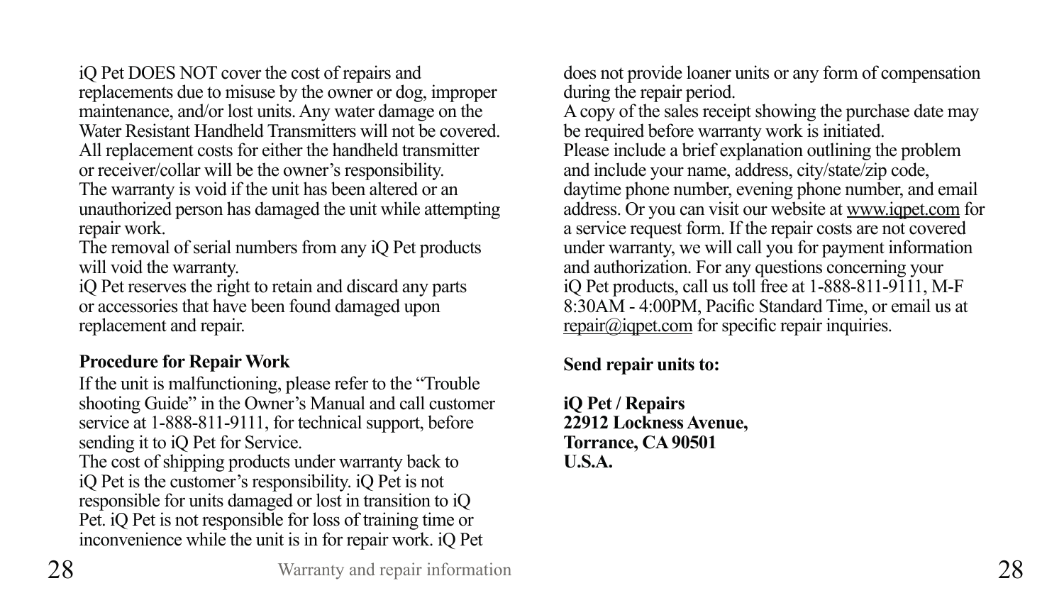iQ Pet DOES NOT cover the cost of repairs and replacements due to misuse by the owner or dog, improper maintenance, and/or lost units. Any water damage on the Water Resistant Handheld Transmitters will not be covered. All replacement costs for either the handheld transmitter or receiver/collar will be the owner's responsibility.
The warranty is void if the unit has been altered or an unauthorized person has damaged the unit while attempting repair work.
The removal of serial numbers from any iQ Pet products will void the warranty.
iQ Pet reserves the right to retain and discard any parts or accessories that have been found damaged upon replacement and repair.

**Procedure for Repair Work**

If the unit is malfunctioning, please refer to the "Trouble shooting Guide" in the Owner's Manual and call customer service at 1-888-811-9111, for technical support, before sending it to iQ Pet for Service.
The cost of shipping products under warranty back to iQ Pet is the customer's responsibility. iQ Pet is not responsible for units damaged or lost in transition to iQ Pet. iQ Pet is not responsible for loss of training time or inconvenience while the unit is in for repair work. iQ Pet does not provide loaner units or any form of compensation during the repair period.
A copy of the sales receipt showing the purchase date may be required before warranty work is initiated.
Please include a brief explanation outlining the problem and include your name, address, city/state/zip code, daytime phone number, evening phone number, and email address. Or you can visit our website at www.iqpet.com for a service request form. If the repair costs are not covered under warranty, we will call you for payment information and authorization. For any questions concerning your iQ Pet products, call us toll free at 1-888-811-9111, M-F 8:30AM - 4:00PM, Pacific Standard Time, or email us at repair@iqpet.com for specific repair inquiries.

**Send repair units to:**

**iQ Pet / Repairs**
**22912 Lockness Avenue,**
**Torrance, CA 90501**
**U.S.A.**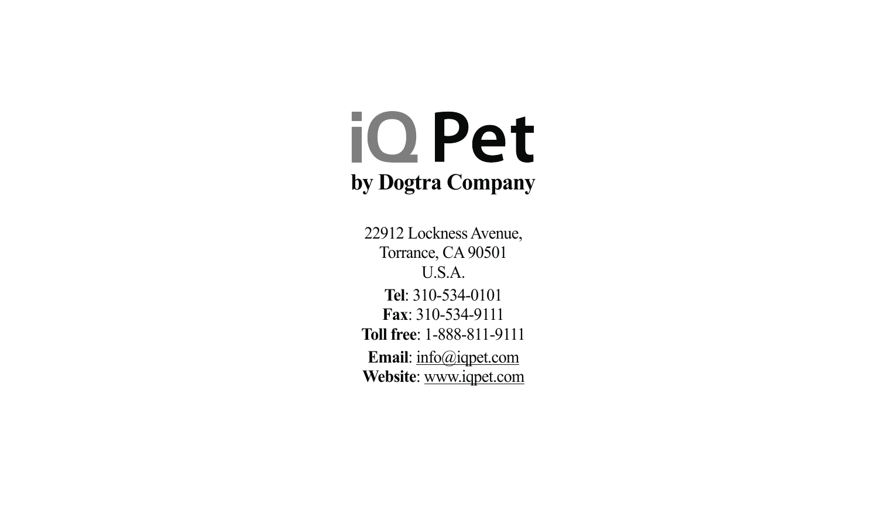# iQ Pet

**by Dogtra Company**

22912 Lockness Avenue,
Torrance, CA 90501
U.S.A.

**Tel**: 310-534-0101
**Fax**: 310-534-9111
**Toll free**: 1-888-811-9111

**Email**: info@iqpet.com
**Website**: www.iqpet.com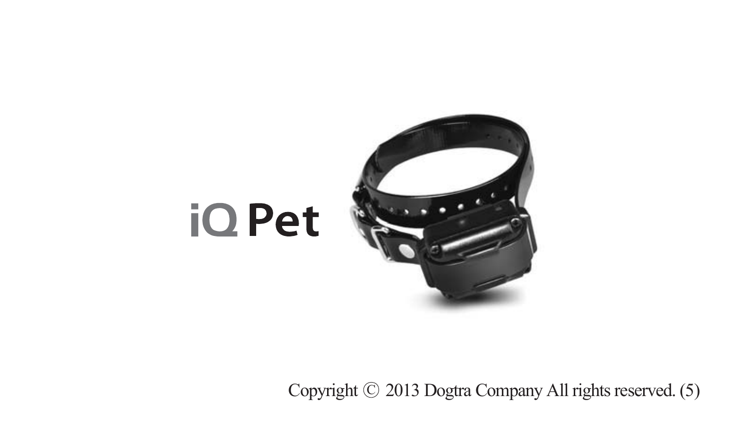# iQ Pet

Copyright © 2013 Dogtra Company All rights reserved. (5)